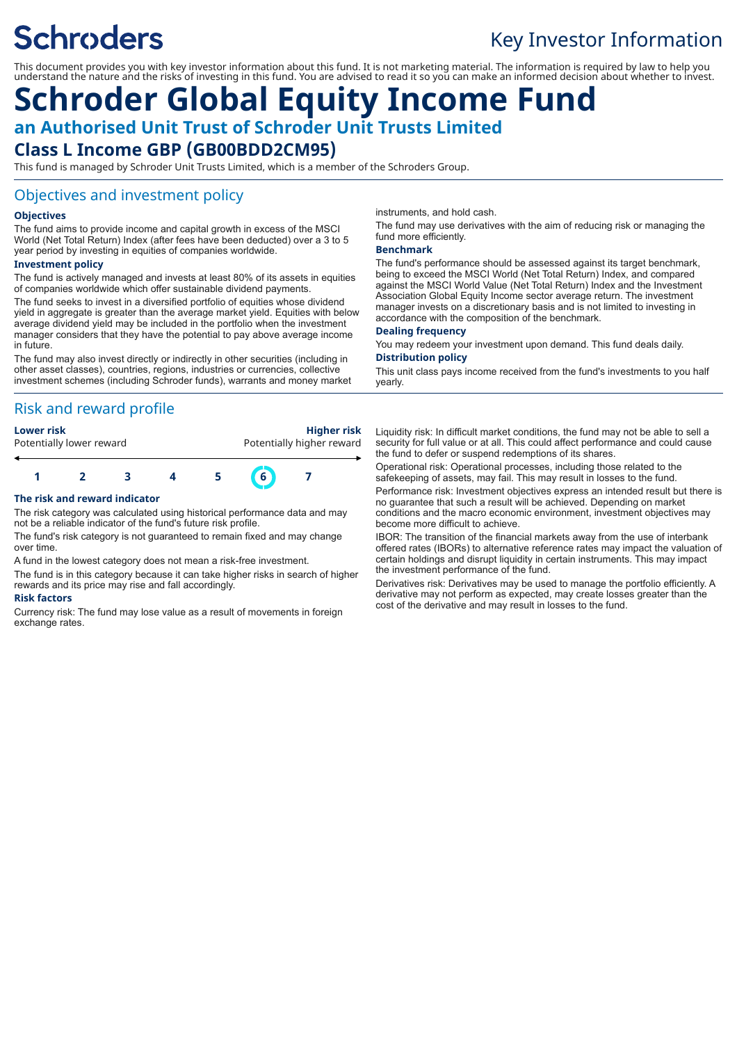Schroders

Key Investor Information

This document provides you with key investor information about this fund. It is not marketing material. The information is required by law to help you understand the nature and the risks of investing in this fund. You are advised to read it so you can make an informed decision about whether to invest.

# Schroder Global Equity Income Fund

## an Authorised Unit Trust of Schroder Unit Trusts Limited

## Class L Income GBP (GB00BDD2CM95)

This fund is managed by Schroder Unit Trusts Limited, which is a member of the Schroders Group.

## Objectives and investment policy

### Objectives

The fund aims to provide income and capital growth in excess of the MSCI World (Net Total Return) Index (after fees have been deducted) over a 3 to 5 year period by investing in equities of companies worldwide.

### Investment policy

The fund is actively managed and invests at least 80% of its assets in equities of companies worldwide which offer sustainable dividend payments.

The fund seeks to invest in a diversified portfolio of equities whose dividend yield in aggregate is greater than the average market yield. Equities with below average dividend yield may be included in the portfolio when the investment manager considers that they have the potential to pay above average income in future.

The fund may also invest directly or indirectly in other securities (including in other asset classes), countries, regions, industries or currencies, collective investment schemes (including Schroder funds), warrants and money market instruments, and hold cash.

The fund may use derivatives with the aim of reducing risk or managing the fund more efficiently.

### Benchmark

The fund's performance should be assessed against its target benchmark, being to exceed the MSCI World (Net Total Return) Index, and compared against the MSCI World Value (Net Total Return) Index and the Investment Association Global Equity Income sector average return. The investment manager invests on a discretionary basis and is not limited to investing in accordance with the composition of the benchmark.

### Dealing frequency

You may redeem your investment upon demand. This fund deals daily.

### Distribution policy

This unit class pays income received from the fund's investments to you half yearly.

## Risk and reward profile

| **Lower risk** | | | | | | **Higher risk** |
|---|---|---|---|---|---|---|
| Potentially lower reward | | | | | | Potentially higher reward |
| 1 | 2 | 3 | 4 | 5 | **6** | 7 |

### The risk and reward indicator

The risk category was calculated using historical performance data and may not be a reliable indicator of the fund's future risk profile.

The fund's risk category is not guaranteed to remain fixed and may change over time.

A fund in the lowest category does not mean a risk-free investment.

The fund is in this category because it can take higher risks in search of higher rewards and its price may rise and fall accordingly.

### Risk factors

Currency risk: The fund may lose value as a result of movements in foreign exchange rates.

Liquidity risk: In difficult market conditions, the fund may not be able to sell a security for full value or at all. This could affect performance and could cause the fund to defer or suspend redemptions of its shares.

Operational risk: Operational processes, including those related to the safekeeping of assets, may fail. This may result in losses to the fund.

Performance risk: Investment objectives express an intended result but there is no guarantee that such a result will be achieved. Depending on market conditions and the macro economic environment, investment objectives may become more difficult to achieve.

IBOR: The transition of the financial markets away from the use of interbank offered rates (IBORs) to alternative reference rates may impact the valuation of certain holdings and disrupt liquidity in certain instruments. This may impact the investment performance of the fund.

Derivatives risk: Derivatives may be used to manage the portfolio efficiently. A derivative may not perform as expected, may create losses greater than the cost of the derivative and may result in losses to the fund.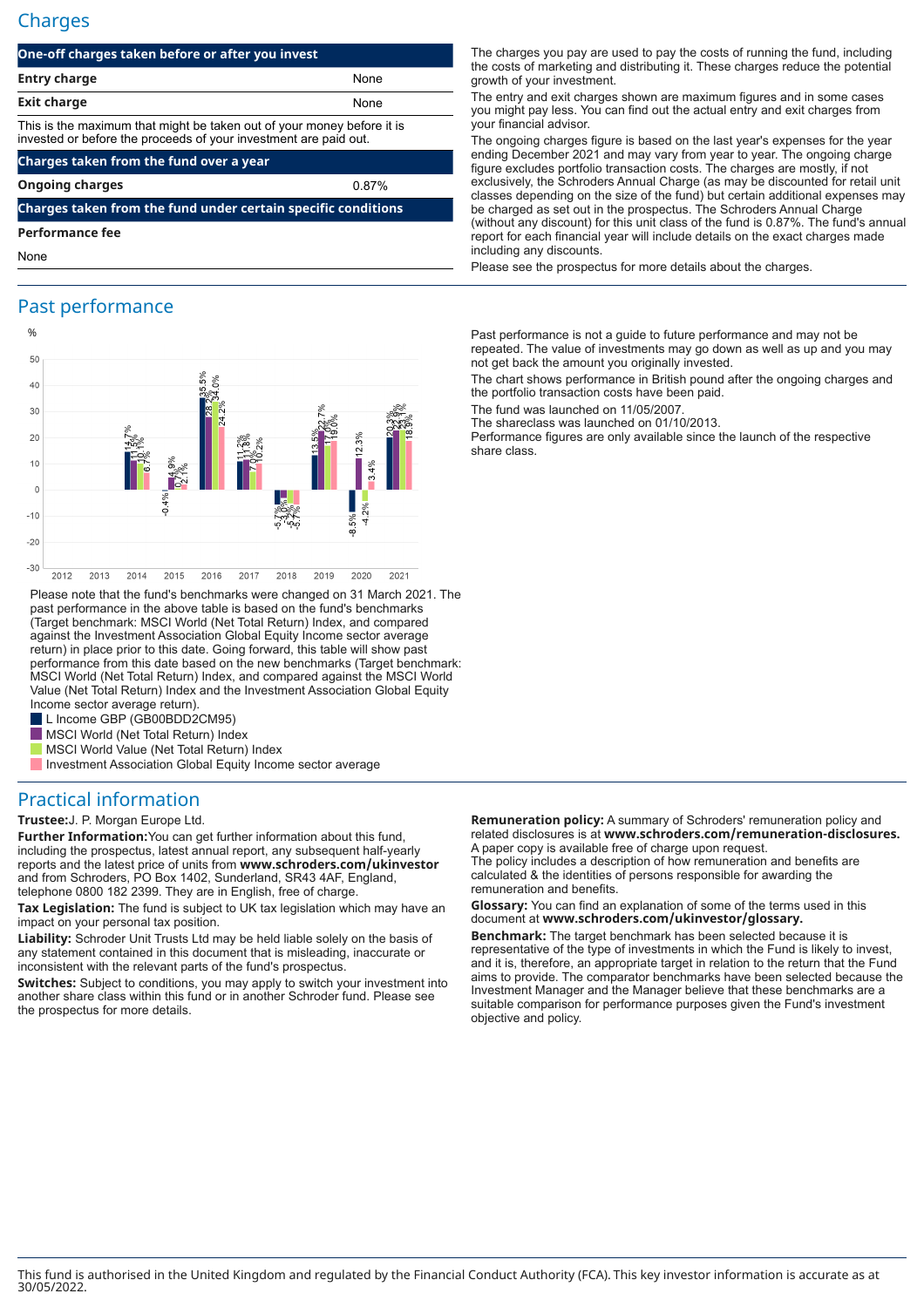## Charges

| One-off charges taken before or after you invest | |
|---|---|
| **Entry charge** | None |
| **Exit charge** | None |
| This is the maximum that might be taken out of your money before it is invested or before the proceeds of your investment are paid out. | |
| **Charges taken from the fund over a year** | |
| **Ongoing charges** | 0.87% |
| **Charges taken from the fund under certain specific conditions** | |
| **Performance fee** | |
| None | |

The charges you pay are used to pay the costs of running the fund, including the costs of marketing and distributing it. These charges reduce the potential growth of your investment.

The entry and exit charges shown are maximum figures and in some cases you might pay less. You can find out the actual entry and exit charges from your financial advisor.

The ongoing charges figure is based on the last year's expenses for the year ending December 2021 and may vary from year to year. The ongoing charge figure excludes portfolio transaction costs. The charges are mostly, if not exclusively, the Schroders Annual Charge (as may be discounted for retail unit classes depending on the size of the fund) but certain additional expenses may be charged as set out in the prospectus. The Schroders Annual Charge (without any discount) for this unit class of the fund is 0.87%. The fund's annual report for each financial year will include details on the exact charges made including any discounts.

Please see the prospectus for more details about the charges.

## Past performance

%

50
40
30
20
10
0
-10
-20
-30

2012 2013 2014 2015 2016 2017 2018 2019 2020 2021

14.7% 11.5% 10.1% 6.7%
-0.4% 4.9% 0.7% 2.1%
35.5% 28.2% 34.0% 24.2%
11.2% 11.8% 7.0% 10.2%
-5.7% -3.0% -5.3% -5.7%
13.5% 22.7% 17.0% 19.0%
-8.5% 12.3% -4.2% 3.4%
20.3% 22.9% 22.1% 18.9%

Please note that the fund's benchmarks were changed on 31 March 2021. The past performance in the above table is based on the fund's benchmarks (Target benchmark: MSCI World (Net Total Return) Index, and compared against the Investment Association Global Equity Income sector average return) in place prior to this date. Going forward, this table will show past performance from this date based on the new benchmarks (Target benchmark: MSCI World (Net Total Return) Index, and compared against the MSCI World Value (Net Total Return) Index and the Investment Association Global Equity Income sector average return).

- L Income GBP (GB00BDD2CM95)
- MSCI World (Net Total Return) Index
- MSCI World Value (Net Total Return) Index
- Investment Association Global Equity Income sector average

Past performance is not a guide to future performance and may not be repeated. The value of investments may go down as well as up and you may not get back the amount you originally invested.

The chart shows performance in British pound after the ongoing charges and the portfolio transaction costs have been paid.

The fund was launched on 11/05/2007.
The shareclass was launched on 01/10/2013.
Performance figures are only available since the launch of the respective share class.

## Practical information

**Trustee:** J. P. Morgan Europe Ltd.

**Further Information:** You can get further information about this fund, including the prospectus, latest annual report, any subsequent half-yearly reports and the latest price of units from **www.schroders.com/ukinvestor** and from Schroders, PO Box 1402, Sunderland, SR43 4AF, England, telephone 0800 182 2399. They are in English, free of charge.

**Tax Legislation:** The fund is subject to UK tax legislation which may have an impact on your personal tax position.

**Liability:** Schroder Unit Trusts Ltd may be held liable solely on the basis of any statement contained in this document that is misleading, inaccurate or inconsistent with the relevant parts of the fund's prospectus.

**Switches:** Subject to conditions, you may apply to switch your investment into another share class within this fund or in another Schroder fund. Please see the prospectus for more details.

**Remuneration policy:** A summary of Schroders' remuneration policy and related disclosures is at **www.schroders.com/remuneration-disclosures.** A paper copy is available free of charge upon request. The policy includes a description of how remuneration and benefits are calculated & the identities of persons responsible for awarding the remuneration and benefits.

**Glossary:** You can find an explanation of some of the terms used in this document at **www.schroders.com/ukinvestor/glossary.**

**Benchmark:** The target benchmark has been selected because it is representative of the type of investments in which the Fund is likely to invest, and it is, therefore, an appropriate target in relation to the return that the Fund aims to provide. The comparator benchmarks have been selected because the Investment Manager and the Manager believe that these benchmarks are a suitable comparison for performance purposes given the Fund's investment objective and policy.

This fund is authorised in the United Kingdom and regulated by the Financial Conduct Authority (FCA). This key investor information is accurate as at 30/05/2022.